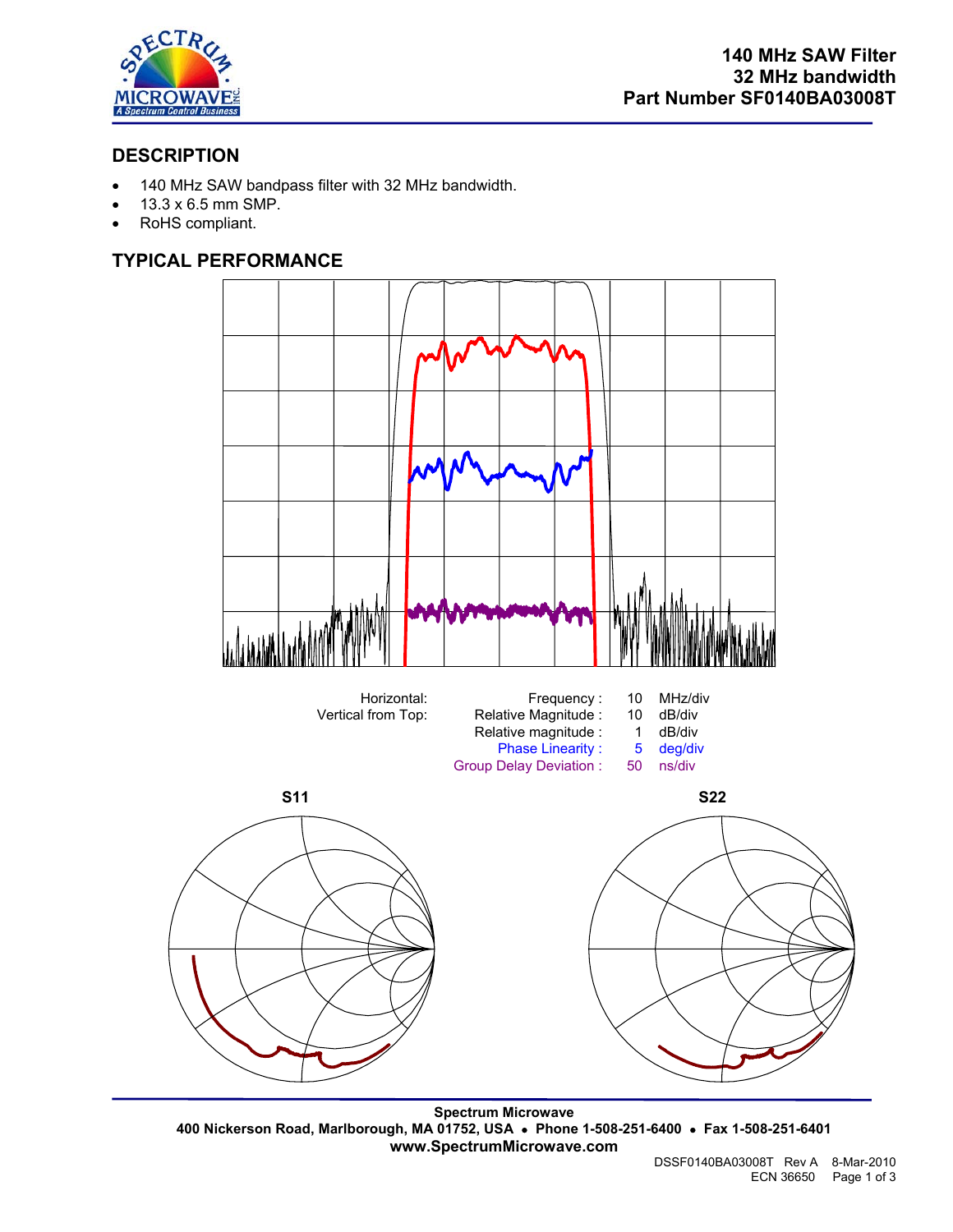**140 MHz SAW Filter**
**32 MHz bandwidth**
**Part Number SF0140BA03008T**

## DESCRIPTION

- 140 MHz SAW bandpass filter with 32 MHz bandwidth.
- 13.3 x 6.5 mm SMP.
- RoHS compliant.

## TYPICAL PERFORMANCE

| | | | |
|---|---|---|---|
| Horizontal: | Frequency : | 10 | MHz/div |
| Vertical from Top: | Relative Magnitude : | 10 | dB/div |
| | Relative magnitude : | 1 | dB/div |
| | Phase Linearity : | 5 | deg/div |
| | Group Delay Deviation : | 50 | ns/div |

**S11** **S22**

**Spectrum Microwave**
**400 Nickerson Road, Marlborough, MA 01752, USA • Phone 1-508-251-6400 • Fax 1-508-251-6401**
**www.SpectrumMicrowave.com**

DSSF0140BA03008T Rev A 8-Mar-2010
ECN 36650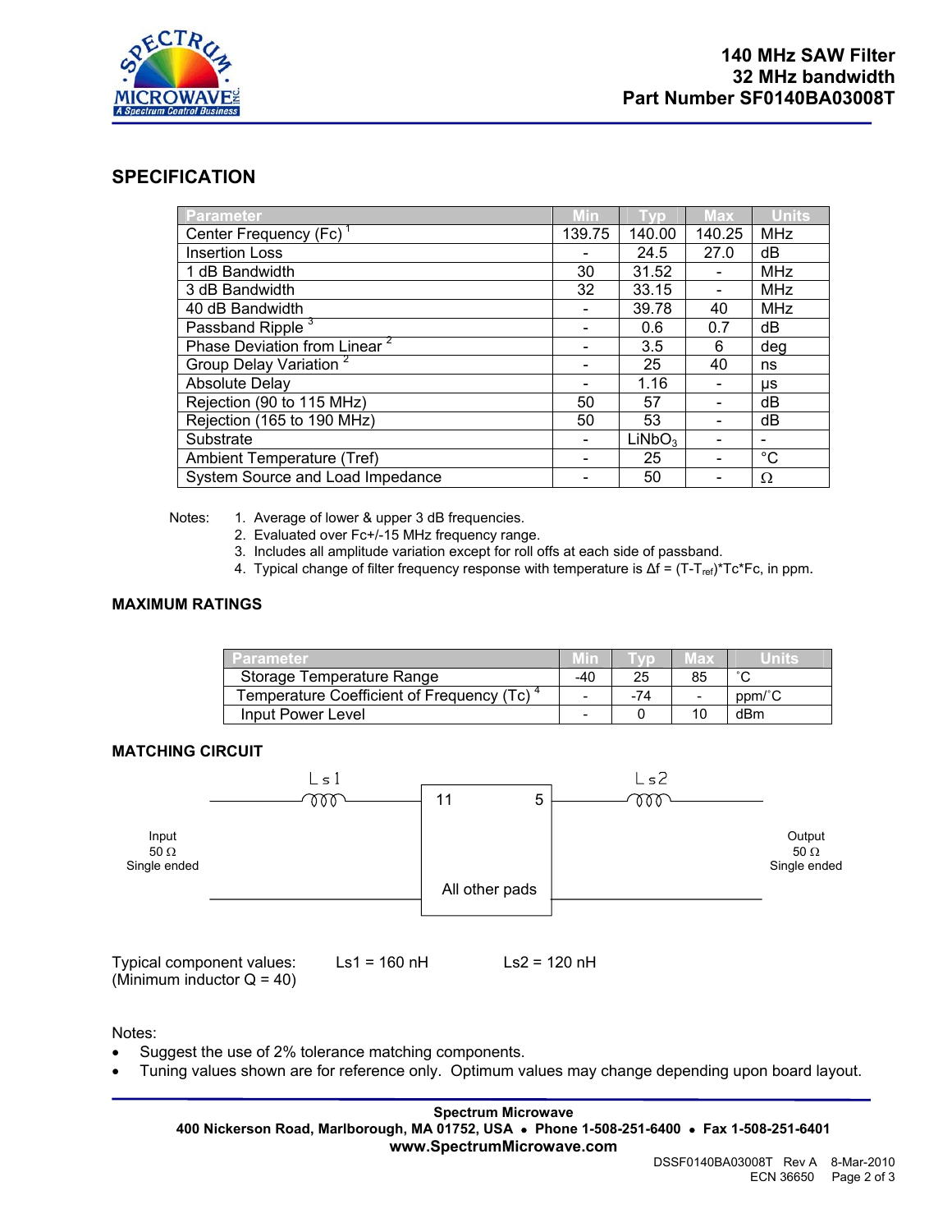# 140 MHz SAW Filter
# 32 MHz bandwidth
# Part Number SF0140BA03008T

## SPECIFICATION

| Parameter | Min | Typ | Max | Units |
|---|---|---|---|---|
| Center Frequency (Fc) [1] | 139.75 | 140.00 | 140.25 | MHz |
| Insertion Loss | - | 24.5 | 27.0 | dB |
| 1 dB Bandwidth | 30 | 31.52 | - | MHz |
| 3 dB Bandwidth | 32 | 33.15 | - | MHz |
| 40 dB Bandwidth | - | 39.78 | 40 | MHz |
| Passband Ripple [3] | - | 0.6 | 0.7 | dB |
| Phase Deviation from Linear [2] | - | 3.5 | 6 | deg |
| Group Delay Variation [2] | - | 25 | 40 | ns |
| Absolute Delay | - | 1.16 | - | µs |
| Rejection (90 to 115 MHz) | 50 | 57 | - | dB |
| Rejection (165 to 190 MHz) | 50 | 53 | - | dB |
| Substrate | - | $LiNbO_3$ | - | - |
| Ambient Temperature (Tref) | - | 25 | - | °C |
| System Source and Load Impedance | - | 50 | - | Ω |

Notes:
1. Average of lower & upper 3 dB frequencies.
2. Evaluated over Fc+/-15 MHz frequency range.
3. Includes all amplitude variation except for roll offs at each side of passband.
4. Typical change of filter frequency response with temperature is $\Delta f = (T-T_{ref})*Tc*Fc$, in ppm.

### MAXIMUM RATINGS

| Parameter | Min | Typ | Max | Units |
|---|---|---|---|---|
| Storage Temperature Range | -40 | 25 | 85 | °C |
| Temperature Coefficient of Frequency (Tc) [4] | - | -74 | - | ppm/°C |
| Input Power Level | - | 0 | 10 | dBm |

### MATCHING CIRCUIT

Input 50 Ω Single ended — Ls1 — pad 11 | pad 5 — Ls2 — Output 50 Ω Single ended; All other pads to ground.

Typical component values: (Minimum inductor Q = 40) Ls1 = 160 nH Ls2 = 120 nH

Notes:
- Suggest the use of 2% tolerance matching components.
- Tuning values shown are for reference only. Optimum values may change depending upon board layout.

**Spectrum Microwave**
**400 Nickerson Road, Marlborough, MA 01752, USA • Phone 1-508-251-6400 • Fax 1-508-251-6401**
**www.SpectrumMicrowave.com**

DSSF0140BA03008T Rev A 8-Mar-2010
ECN 36650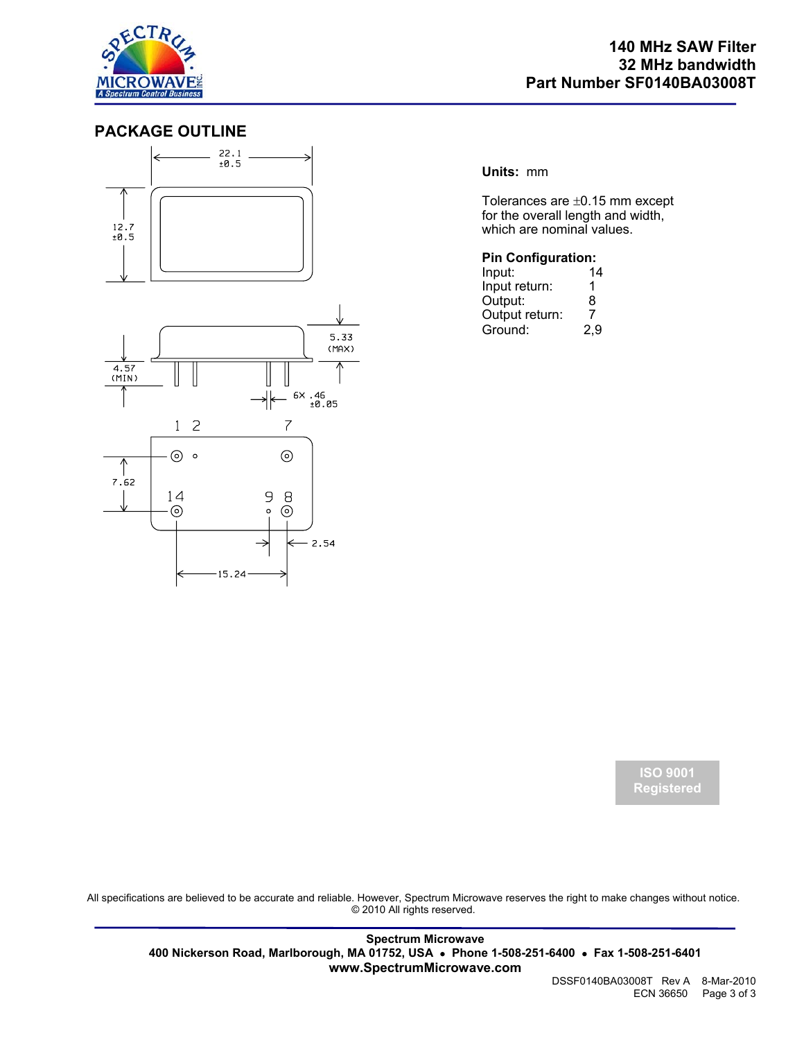## PACKAGE OUTLINE

22.1 ±0.5

12.7 ±0.5

5.33 (MAX)

4.57 (MIN)

6X .46 ±0.05

1 2 7

7.62

14 9 8

2.54

15.24

**Units:** mm

Tolerances are ±0.15 mm except for the overall length and width, which are nominal values.

**Pin Configuration:**

| | |
|---|---|
| Input: | 14 |
| Input return: | 1 |
| Output: | 8 |
| Output return: | 7 |
| Ground: | 2,9 |

ISO 9001 Registered

All specifications are believed to be accurate and reliable. However, Spectrum Microwave reserves the right to make changes without notice. © 2010 All rights reserved.

**Spectrum Microwave**
**400 Nickerson Road, Marlborough, MA 01752, USA • Phone 1-508-251-6400 • Fax 1-508-251-6401**
**www.SpectrumMicrowave.com**

DSSF0140BA03008T Rev A 8-Mar-2010
ECN 36650